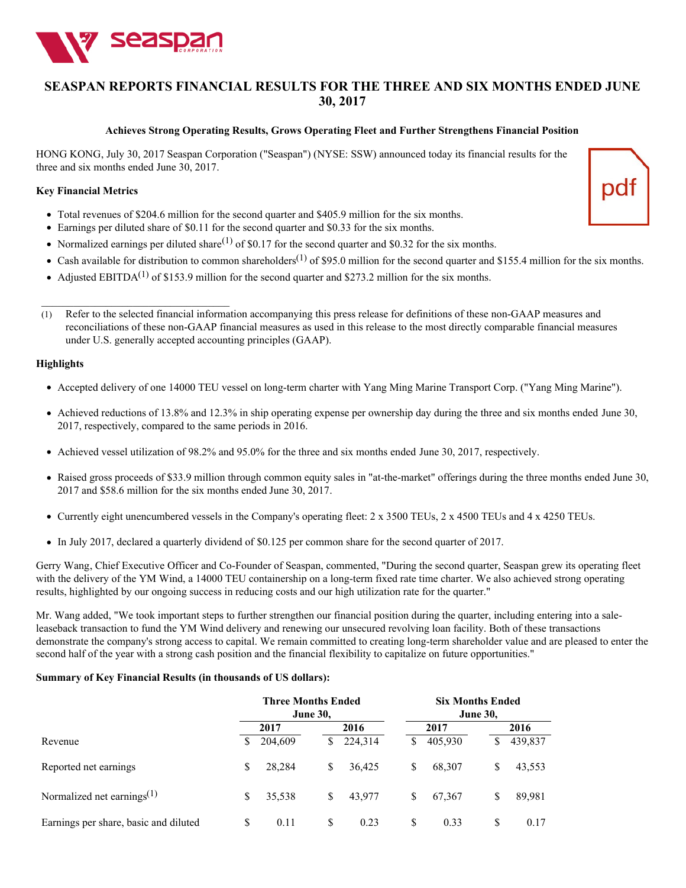# SEASPAN REPORTS FINANCIAL RESULTS FOR THE THREE AND SIX MONTHS ENDED JUNE 30, 2017

**Achieves Strong Operating Results, Grows Operating Fleet and Further Strengthens Financial Position**

HONG KONG, July 30, 2017 Seaspan Corporation ("Seaspan") (NYSE: SSW) announced today its financial results for the three and six months ended June 30, 2017.

**Key Financial Metrics**

- Total revenues of $204.6 million for the second quarter and $405.9 million for the six months.
- Earnings per diluted share of $0.11 for the second quarter and $0.33 for the six months.
- Normalized earnings per diluted share[(1)] of $0.17 for the second quarter and $0.32 for the six months.
- Cash available for distribution to common shareholders[(1)] of $95.0 million for the second quarter and $155.4 million for the six months.
- Adjusted EBITDA[(1)] of $153.9 million for the second quarter and $273.2 million for the six months.

(1) Refer to the selected financial information accompanying this press release for definitions of these non-GAAP measures and reconciliations of these non-GAAP financial measures as used in this release to the most directly comparable financial measures under U.S. generally accepted accounting principles (GAAP).

**Highlights**

- Accepted delivery of one 14000 TEU vessel on long-term charter with Yang Ming Marine Transport Corp. ("Yang Ming Marine").
- Achieved reductions of 13.8% and 12.3% in ship operating expense per ownership day during the three and six months ended June 30, 2017, respectively, compared to the same periods in 2016.
- Achieved vessel utilization of 98.2% and 95.0% for the three and six months ended June 30, 2017, respectively.
- Raised gross proceeds of $33.9 million through common equity sales in "at-the-market" offerings during the three months ended June 30, 2017 and $58.6 million for the six months ended June 30, 2017.
- Currently eight unencumbered vessels in the Company's operating fleet: 2 x 3500 TEUs, 2 x 4500 TEUs and 4 x 4250 TEUs.
- In July 2017, declared a quarterly dividend of $0.125 per common share for the second quarter of 2017.

Gerry Wang, Chief Executive Officer and Co-Founder of Seaspan, commented, "During the second quarter, Seaspan grew its operating fleet with the delivery of the YM Wind, a 14000 TEU containership on a long-term fixed rate time charter. We also achieved strong operating results, highlighted by our ongoing success in reducing costs and our high utilization rate for the quarter."

Mr. Wang added, "We took important steps to further strengthen our financial position during the quarter, including entering into a sale-leaseback transaction to fund the YM Wind delivery and renewing our unsecured revolving loan facility. Both of these transactions demonstrate the company's strong access to capital. We remain committed to creating long-term shareholder value and are pleased to enter the second half of the year with a strong cash position and the financial flexibility to capitalize on future opportunities."

**Summary of Key Financial Results (in thousands of US dollars):**

| | Three Months Ended June 30, | | Six Months Ended June 30, | |
|---|---|---|---|---|
| | 2017 | 2016 | 2017 | 2016 |
| Revenue | $ 204,609 | $ 224,314 | $ 405,930 | $ 439,837 |
| Reported net earnings | $ 28,284 | $ 36,425 | $ 68,307 | $ 43,553 |
| Normalized net earnings[(1)] | $ 35,538 | $ 43,977 | $ 67,367 | $ 89,981 |
| Earnings per share, basic and diluted | $ 0.11 | $ 0.23 | $ 0.33 | $ 0.17 |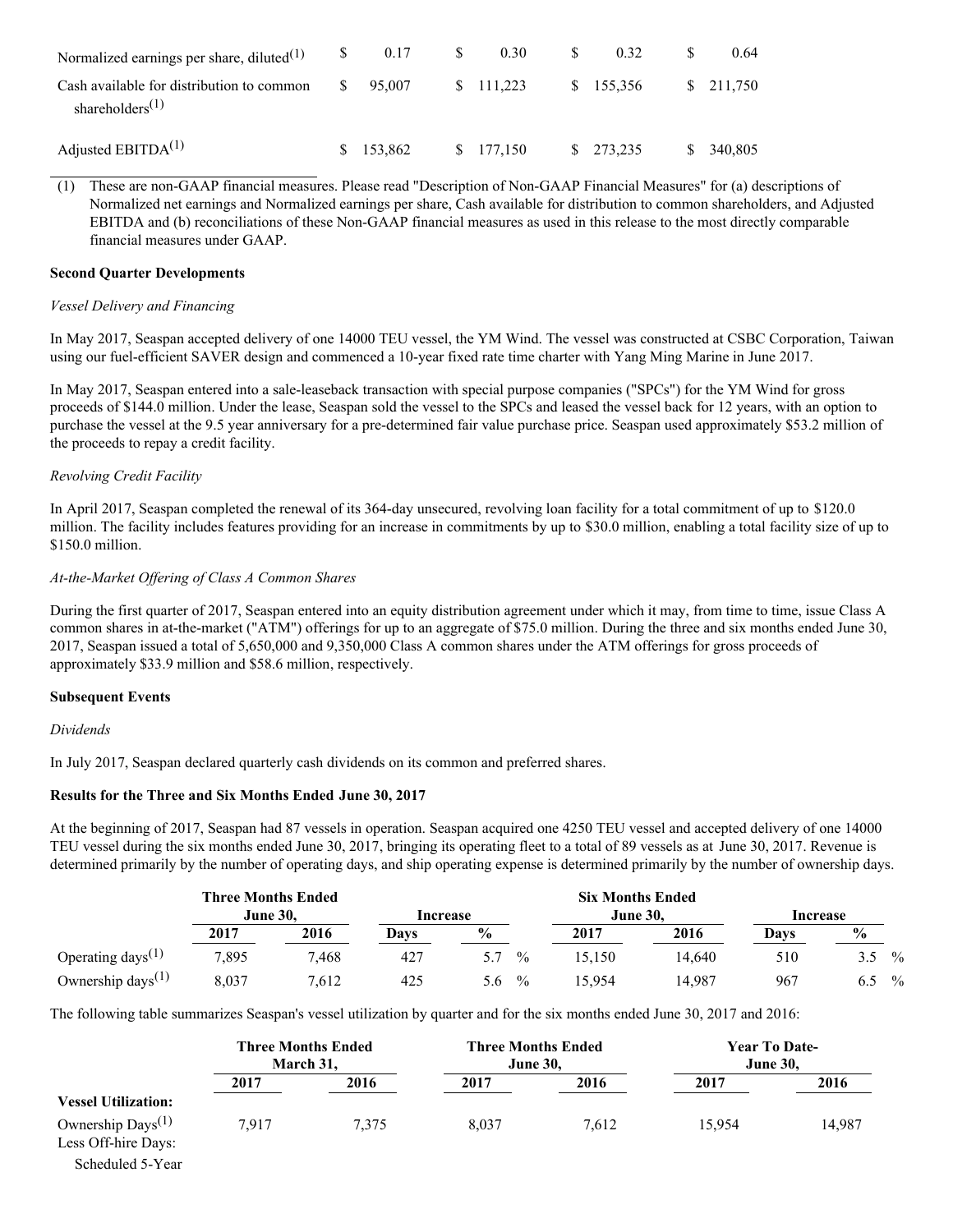| | | | | |
|---|---|---|---|---|
| Normalized earnings per share, diluted[(1)] | $ 0.17 | $ 0.30 | $ 0.32 | $ 0.64 |
| Cash available for distribution to common shareholders[(1)] | $ 95,007 | $ 111,223 | $ 155,356 | $ 211,750 |
| Adjusted EBITDA[(1)] | $ 153,862 | $ 177,150 | $ 273,235 | $ 340,805 |

(1) These are non-GAAP financial measures. Please read "Description of Non-GAAP Financial Measures" for (a) descriptions of Normalized net earnings and Normalized earnings per share, Cash available for distribution to common shareholders, and Adjusted EBITDA and (b) reconciliations of these Non-GAAP financial measures as used in this release to the most directly comparable financial measures under GAAP.

**Second Quarter Developments**

*Vessel Delivery and Financing*

In May 2017, Seaspan accepted delivery of one 14000 TEU vessel, the YM Wind. The vessel was constructed at CSBC Corporation, Taiwan using our fuel-efficient SAVER design and commenced a 10-year fixed rate time charter with Yang Ming Marine in June 2017.

In May 2017, Seaspan entered into a sale-leaseback transaction with special purpose companies ("SPCs") for the YM Wind for gross proceeds of $144.0 million. Under the lease, Seaspan sold the vessel to the SPCs and leased the vessel back for 12 years, with an option to purchase the vessel at the 9.5 year anniversary for a pre-determined fair value purchase price. Seaspan used approximately $53.2 million of the proceeds to repay a credit facility.

*Revolving Credit Facility*

In April 2017, Seaspan completed the renewal of its 364-day unsecured, revolving loan facility for a total commitment of up to $120.0 million. The facility includes features providing for an increase in commitments by up to $30.0 million, enabling a total facility size of up to $150.0 million.

*At-the-Market Offering of Class A Common Shares*

During the first quarter of 2017, Seaspan entered into an equity distribution agreement under which it may, from time to time, issue Class A common shares in at-the-market ("ATM") offerings for up to an aggregate of $75.0 million. During the three and six months ended June 30, 2017, Seaspan issued a total of 5,650,000 and 9,350,000 Class A common shares under the ATM offerings for gross proceeds of approximately $33.9 million and $58.6 million, respectively.

**Subsequent Events**

*Dividends*

In July 2017, Seaspan declared quarterly cash dividends on its common and preferred shares.

**Results for the Three and Six Months Ended June 30, 2017**

At the beginning of 2017, Seaspan had 87 vessels in operation. Seaspan acquired one 4250 TEU vessel and accepted delivery of one 14000 TEU vessel during the six months ended June 30, 2017, bringing its operating fleet to a total of 89 vessels as at June 30, 2017. Revenue is determined primarily by the number of operating days, and ship operating expense is determined primarily by the number of ownership days.

| | Three Months Ended June 30, | | Increase | | Six Months Ended June 30, | | Increase | |
|---|---|---|---|---|---|---|---|---|
| | 2017 | 2016 | Days | % | 2017 | 2016 | Days | % |
| Operating days[(1)] | 7,895 | 7,468 | 427 | 5.7 % | 15,150 | 14,640 | 510 | 3.5 % |
| Ownership days[(1)] | 8,037 | 7,612 | 425 | 5.6 % | 15,954 | 14,987 | 967 | 6.5 % |

The following table summarizes Seaspan's vessel utilization by quarter and for the six months ended June 30, 2017 and 2016:

| | Three Months Ended March 31, | | Three Months Ended June 30, | | Year To Date-June 30, | |
|---|---|---|---|---|---|---|
| | 2017 | 2016 | 2017 | 2016 | 2017 | 2016 |
| **Vessel Utilization:** | | | | | | |
| Ownership Days[(1)] | 7,917 | 7,375 | 8,037 | 7,612 | 15,954 | 14,987 |
| Less Off-hire Days: | | | | | | |
| Scheduled 5-Year | | | | | | |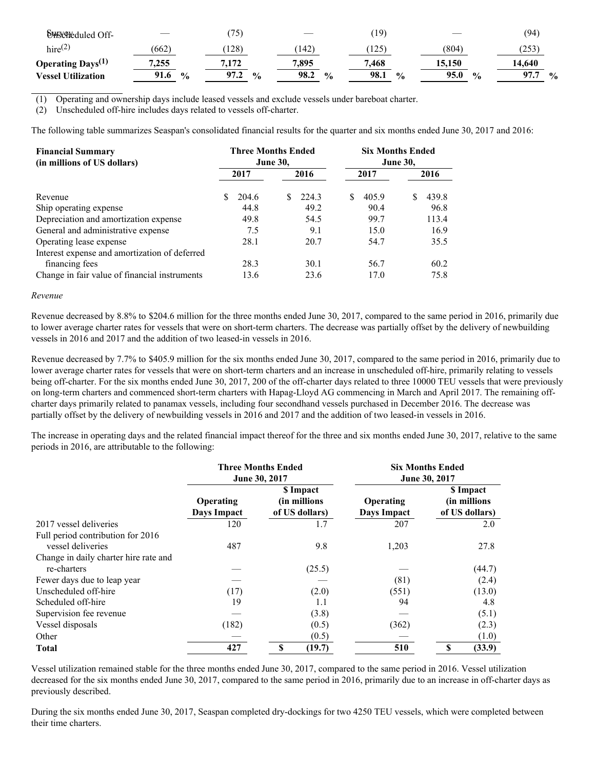| | | | | | | |
|---|---|---|---|---|---|---|
| Survey | — | (75) | — | (19) | — | (94) |
| Unscheduled Off-hire(2) | (662) | (128) | (142) | (125) | (804) | (253) |
| **Operating Days(1)** | **7,255** | **7,172** | **7,895** | **7,468** | **15,150** | **14,640** |
| **Vessel Utilization** | **91.6 %** | **97.2 %** | **98.2 %** | **98.1 %** | **95.0 %** | **97.7 %** |

(1) Operating and ownership days include leased vessels and exclude vessels under bareboat charter.
(2) Unscheduled off-hire includes days related to vessels off-charter.

The following table summarizes Seaspan's consolidated financial results for the quarter and six months ended June 30, 2017 and 2016:

| **Financial Summary (in millions of US dollars)** | **Three Months Ended June 30,** | | **Six Months Ended June 30,** | |
|---|---|---|---|---|
| | **2017** | **2016** | **2017** | **2016** |
| Revenue | $ 204.6 | $ 224.3 | $ 405.9 | $ 439.8 |
| Ship operating expense | 44.8 | 49.2 | 90.4 | 96.8 |
| Depreciation and amortization expense | 49.8 | 54.5 | 99.7 | 113.4 |
| General and administrative expense | 7.5 | 9.1 | 15.0 | 16.9 |
| Operating lease expense | 28.1 | 20.7 | 54.7 | 35.5 |
| Interest expense and amortization of deferred financing fees | 28.3 | 30.1 | 56.7 | 60.2 |
| Change in fair value of financial instruments | 13.6 | 23.6 | 17.0 | 75.8 |

*Revenue*

Revenue decreased by 8.8% to $204.6 million for the three months ended June 30, 2017, compared to the same period in 2016, primarily due to lower average charter rates for vessels that were on short-term charters. The decrease was partially offset by the delivery of newbuilding vessels in 2016 and 2017 and the addition of two leased-in vessels in 2016.

Revenue decreased by 7.7% to $405.9 million for the six months ended June 30, 2017, compared to the same period in 2016, primarily due to lower average charter rates for vessels that were on short-term charters and an increase in unscheduled off-hire, primarily relating to vessels being off-charter. For the six months ended June 30, 2017, 200 of the off-charter days related to three 10000 TEU vessels that were previously on long-term charters and commenced short-term charters with Hapag-Lloyd AG commencing in March and April 2017. The remaining off-charter days primarily related to panamax vessels, including four secondhand vessels purchased in December 2016. The decrease was partially offset by the delivery of newbuilding vessels in 2016 and 2017 and the addition of two leased-in vessels in 2016.

The increase in operating days and the related financial impact thereof for the three and six months ended June 30, 2017, relative to the same periods in 2016, are attributable to the following:

| | **Three Months Ended June 30, 2017** | | **Six Months Ended June 30, 2017** | |
|---|---|---|---|---|
| | **Operating Days Impact** | **$ Impact (in millions of US dollars)** | **Operating Days Impact** | **$ Impact (in millions of US dollars)** |
| 2017 vessel deliveries | 120 | 1.7 | 207 | 2.0 |
| Full period contribution for 2016 vessel deliveries | 487 | 9.8 | 1,203 | 27.8 |
| Change in daily charter hire rate and re-charters | — | (25.5) | — | (44.7) |
| Fewer days due to leap year | — | — | (81) | (2.4) |
| Unscheduled off-hire | (17) | (2.0) | (551) | (13.0) |
| Scheduled off-hire | 19 | 1.1 | 94 | 4.8 |
| Supervision fee revenue | — | (3.8) | — | (5.1) |
| Vessel disposals | (182) | (0.5) | (362) | (2.3) |
| Other | — | (0.5) | — | (1.0) |
| **Total** | **427** | **$ (19.7)** | **510** | **$ (33.9)** |

Vessel utilization remained stable for the three months ended June 30, 2017, compared to the same period in 2016. Vessel utilization decreased for the six months ended June 30, 2017, compared to the same period in 2016, primarily due to an increase in off-charter days as previously described.

During the six months ended June 30, 2017, Seaspan completed dry-dockings for two 4250 TEU vessels, which were completed between their time charters.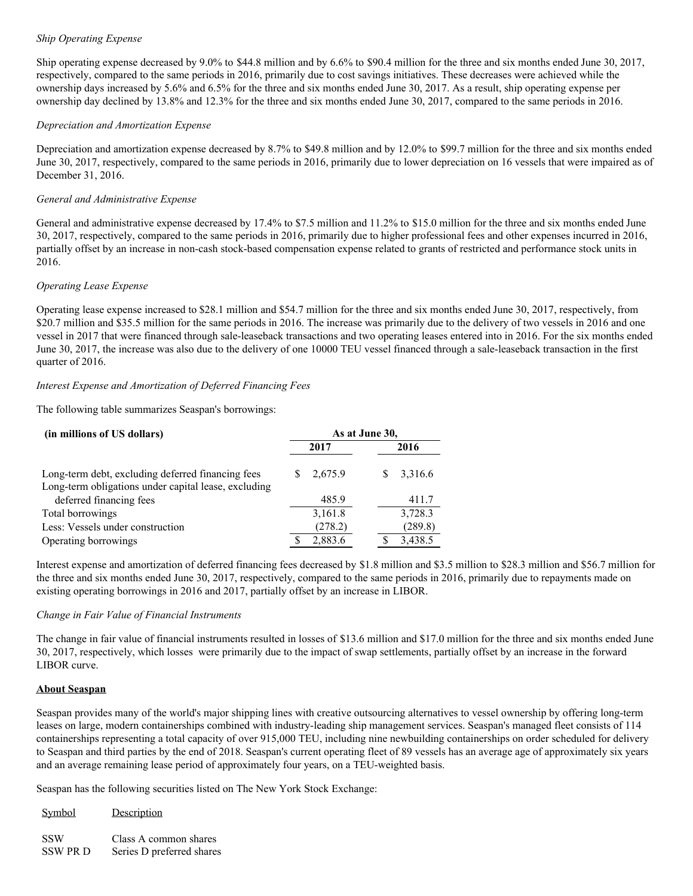*Ship Operating Expense*

Ship operating expense decreased by 9.0% to $44.8 million and by 6.6% to $90.4 million for the three and six months ended June 30, 2017, respectively, compared to the same periods in 2016, primarily due to cost savings initiatives. These decreases were achieved while the ownership days increased by 5.6% and 6.5% for the three and six months ended June 30, 2017. As a result, ship operating expense per ownership day declined by 13.8% and 12.3% for the three and six months ended June 30, 2017, compared to the same periods in 2016.

*Depreciation and Amortization Expense*

Depreciation and amortization expense decreased by 8.7% to $49.8 million and by 12.0% to $99.7 million for the three and six months ended June 30, 2017, respectively, compared to the same periods in 2016, primarily due to lower depreciation on 16 vessels that were impaired as of December 31, 2016.

*General and Administrative Expense*

General and administrative expense decreased by 17.4% to $7.5 million and 11.2% to $15.0 million for the three and six months ended June 30, 2017, respectively, compared to the same periods in 2016, primarily due to higher professional fees and other expenses incurred in 2016, partially offset by an increase in non-cash stock-based compensation expense related to grants of restricted and performance stock units in 2016.

*Operating Lease Expense*

Operating lease expense increased to $28.1 million and $54.7 million for the three and six months ended June 30, 2017, respectively, from $20.7 million and $35.5 million for the same periods in 2016. The increase was primarily due to the delivery of two vessels in 2016 and one vessel in 2017 that were financed through sale-leaseback transactions and two operating leases entered into in 2016. For the six months ended June 30, 2017, the increase was also due to the delivery of one 10000 TEU vessel financed through a sale-leaseback transaction in the first quarter of 2016.

*Interest Expense and Amortization of Deferred Financing Fees*

The following table summarizes Seaspan's borrowings:

| (in millions of US dollars) | As at June 30, 2017 | As at June 30, 2016 |
|---|---|---|
| Long-term debt, excluding deferred financing fees | $ 2,675.9 | $ 3,316.6 |
| Long-term obligations under capital lease, excluding deferred financing fees | 485.9 | 411.7 |
| Total borrowings | 3,161.8 | 3,728.3 |
| Less: Vessels under construction | (278.2) | (289.8) |
| Operating borrowings | $ 2,883.6 | $ 3,438.5 |

Interest expense and amortization of deferred financing fees decreased by $1.8 million and $3.5 million to $28.3 million and $56.7 million for the three and six months ended June 30, 2017, respectively, compared to the same periods in 2016, primarily due to repayments made on existing operating borrowings in 2016 and 2017, partially offset by an increase in LIBOR.

*Change in Fair Value of Financial Instruments*

The change in fair value of financial instruments resulted in losses of $13.6 million and $17.0 million for the three and six months ended June 30, 2017, respectively, which losses were primarily due to the impact of swap settlements, partially offset by an increase in the forward LIBOR curve.

**About Seaspan**

Seaspan provides many of the world's major shipping lines with creative outsourcing alternatives to vessel ownership by offering long-term leases on large, modern containerships combined with industry-leading ship management services. Seaspan's managed fleet consists of 114 containerships representing a total capacity of over 915,000 TEU, including nine newbuilding containerships on order scheduled for delivery to Seaspan and third parties by the end of 2018. Seaspan's current operating fleet of 89 vessels has an average age of approximately six years and an average remaining lease period of approximately four years, on a TEU-weighted basis.

Seaspan has the following securities listed on The New York Stock Exchange:

| Symbol | Description |
|---|---|
| SSW | Class A common shares |
| SSW PR D | Series D preferred shares |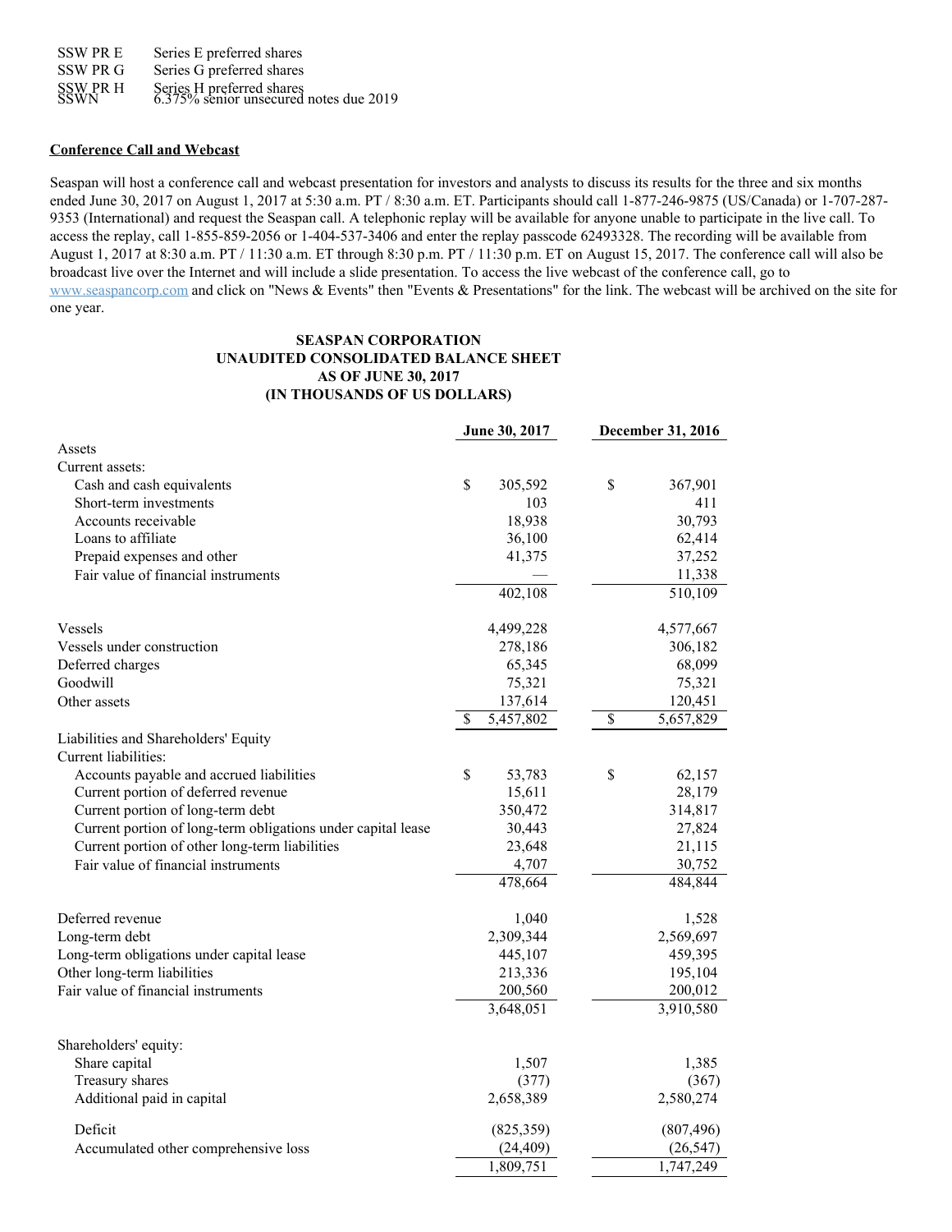| | |
|---|---|
| SSW PR E | Series E preferred shares |
| SSW PR G | Series G preferred shares |
| SSW PR H | Series H preferred shares |
| SSWN | 6.375% senior unsecured notes due 2019 |

**Conference Call and Webcast**

Seaspan will host a conference call and webcast presentation for investors and analysts to discuss its results for the three and six months ended June 30, 2017 on August 1, 2017 at 5:30 a.m. PT / 8:30 a.m. ET. Participants should call 1-877-246-9875 (US/Canada) or 1-707-287-9353 (International) and request the Seaspan call. A telephonic replay will be available for anyone unable to participate in the live call. To access the replay, call 1-855-859-2056 or 1-404-537-3406 and enter the replay passcode 62493328. The recording will be available from August 1, 2017 at 8:30 a.m. PT / 11:30 a.m. ET through 8:30 p.m. PT / 11:30 p.m. ET on August 15, 2017. The conference call will also be broadcast live over the Internet and will include a slide presentation. To access the live webcast of the conference call, go to www.seaspancorp.com and click on "News & Events" then "Events & Presentations" for the link. The webcast will be archived on the site for one year.

**SEASPAN CORPORATION**
**UNAUDITED CONSOLIDATED BALANCE SHEET**
**AS OF JUNE 30, 2017**
**(IN THOUSANDS OF US DOLLARS)**

| | June 30, 2017 | December 31, 2016 |
|---|---|---|
| Assets | | |
| Current assets: | | |
| Cash and cash equivalents | $ 305,592 | $ 367,901 |
| Short-term investments | 103 | 411 |
| Accounts receivable | 18,938 | 30,793 |
| Loans to affiliate | 36,100 | 62,414 |
| Prepaid expenses and other | 41,375 | 37,252 |
| Fair value of financial instruments | — | 11,338 |
| | 402,108 | 510,109 |
| Vessels | 4,499,228 | 4,577,667 |
| Vessels under construction | 278,186 | 306,182 |
| Deferred charges | 65,345 | 68,099 |
| Goodwill | 75,321 | 75,321 |
| Other assets | 137,614 | 120,451 |
| | $ 5,457,802 | $ 5,657,829 |
| Liabilities and Shareholders' Equity | | |
| Current liabilities: | | |
| Accounts payable and accrued liabilities | $ 53,783 | $ 62,157 |
| Current portion of deferred revenue | 15,611 | 28,179 |
| Current portion of long-term debt | 350,472 | 314,817 |
| Current portion of long-term obligations under capital lease | 30,443 | 27,824 |
| Current portion of other long-term liabilities | 23,648 | 21,115 |
| Fair value of financial instruments | 4,707 | 30,752 |
| | 478,664 | 484,844 |
| Deferred revenue | 1,040 | 1,528 |
| Long-term debt | 2,309,344 | 2,569,697 |
| Long-term obligations under capital lease | 445,107 | 459,395 |
| Other long-term liabilities | 213,336 | 195,104 |
| Fair value of financial instruments | 200,560 | 200,012 |
| | 3,648,051 | 3,910,580 |
| Shareholders' equity: | | |
| Share capital | 1,507 | 1,385 |
| Treasury shares | (377) | (367) |
| Additional paid in capital | 2,658,389 | 2,580,274 |
| Deficit | (825,359) | (807,496) |
| Accumulated other comprehensive loss | (24,409) | (26,547) |
| | 1,809,751 | 1,747,249 |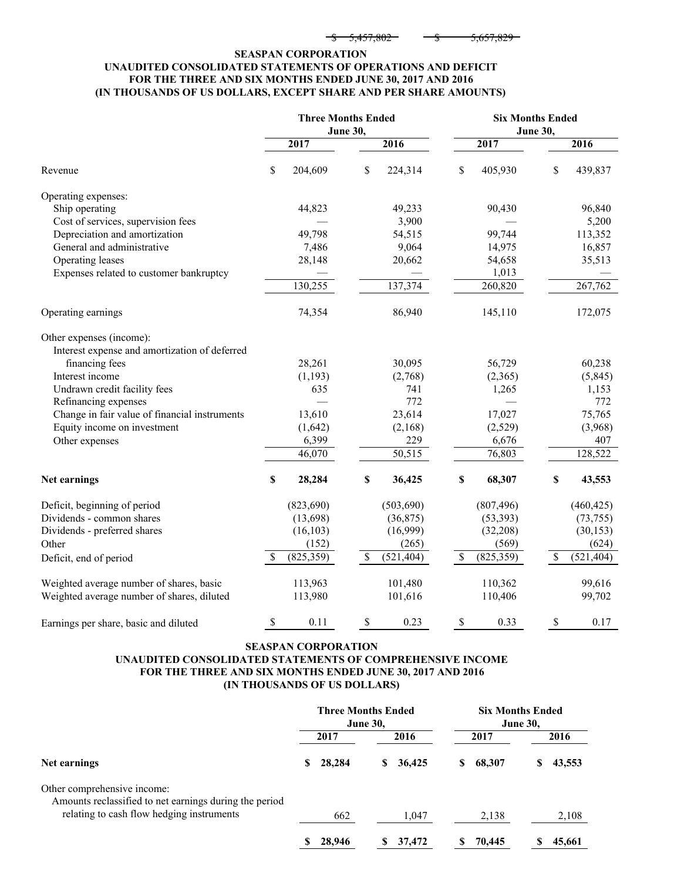| | | |
|---|---|---|
| | $ 5,457,802 | $ 5,657,829 |

**SEASPAN CORPORATION**
**UNAUDITED CONSOLIDATED STATEMENTS OF OPERATIONS AND DEFICIT**
**FOR THE THREE AND SIX MONTHS ENDED JUNE 30, 2017 AND 2016**
**(IN THOUSANDS OF US DOLLARS, EXCEPT SHARE AND PER SHARE AMOUNTS)**

| | Three Months Ended June 30, | | Six Months Ended June 30, | |
|---|---|---|---|---|
| | 2017 | 2016 | 2017 | 2016 |
| Revenue | $ 204,609 | $ 224,314 | $ 405,930 | $ 439,837 |
| Operating expenses: | | | | |
| Ship operating | 44,823 | 49,233 | 90,430 | 96,840 |
| Cost of services, supervision fees | — | 3,900 | — | 5,200 |
| Depreciation and amortization | 49,798 | 54,515 | 99,744 | 113,352 |
| General and administrative | 7,486 | 9,064 | 14,975 | 16,857 |
| Operating leases | 28,148 | 20,662 | 54,658 | 35,513 |
| Expenses related to customer bankruptcy | — | — | 1,013 | — |
| | 130,255 | 137,374 | 260,820 | 267,762 |
| Operating earnings | 74,354 | 86,940 | 145,110 | 172,075 |
| Other expenses (income): | | | | |
| Interest expense and amortization of deferred financing fees | 28,261 | 30,095 | 56,729 | 60,238 |
| Interest income | (1,193) | (2,768) | (2,365) | (5,845) |
| Undrawn credit facility fees | 635 | 741 | 1,265 | 1,153 |
| Refinancing expenses | — | 772 | — | 772 |
| Change in fair value of financial instruments | 13,610 | 23,614 | 17,027 | 75,765 |
| Equity income on investment | (1,642) | (2,168) | (2,529) | (3,968) |
| Other expenses | 6,399 | 229 | 6,676 | 407 |
| | 46,070 | 50,515 | 76,803 | 128,522 |
| **Net earnings** | **$ 28,284** | **$ 36,425** | **$ 68,307** | **$ 43,553** |
| Deficit, beginning of period | (823,690) | (503,690) | (807,496) | (460,425) |
| Dividends - common shares | (13,698) | (36,875) | (53,393) | (73,755) |
| Dividends - preferred shares | (16,103) | (16,999) | (32,208) | (30,153) |
| Other | (152) | (265) | (569) | (624) |
| Deficit, end of period | $ (825,359) | $ (521,404) | $ (825,359) | $ (521,404) |
| Weighted average number of shares, basic | 113,963 | 101,480 | 110,362 | 99,616 |
| Weighted average number of shares, diluted | 113,980 | 101,616 | 110,406 | 99,702 |
| Earnings per share, basic and diluted | $ 0.11 | $ 0.23 | $ 0.33 | $ 0.17 |

**SEASPAN CORPORATION**
**UNAUDITED CONSOLIDATED STATEMENTS OF COMPREHENSIVE INCOME**
**FOR THE THREE AND SIX MONTHS ENDED JUNE 30, 2017 AND 2016**
**(IN THOUSANDS OF US DOLLARS)**

| | Three Months Ended June 30, | | Six Months Ended June 30, | |
|---|---|---|---|---|
| | 2017 | 2016 | 2017 | 2016 |
| **Net earnings** | **$ 28,284** | **$ 36,425** | **$ 68,307** | **$ 43,553** |
| Other comprehensive income: | | | | |
| Amounts reclassified to net earnings during the period relating to cash flow hedging instruments | 662 | 1,047 | 2,138 | 2,108 |
| | **$ 28,946** | **$ 37,472** | **$ 70,445** | **$ 45,661** |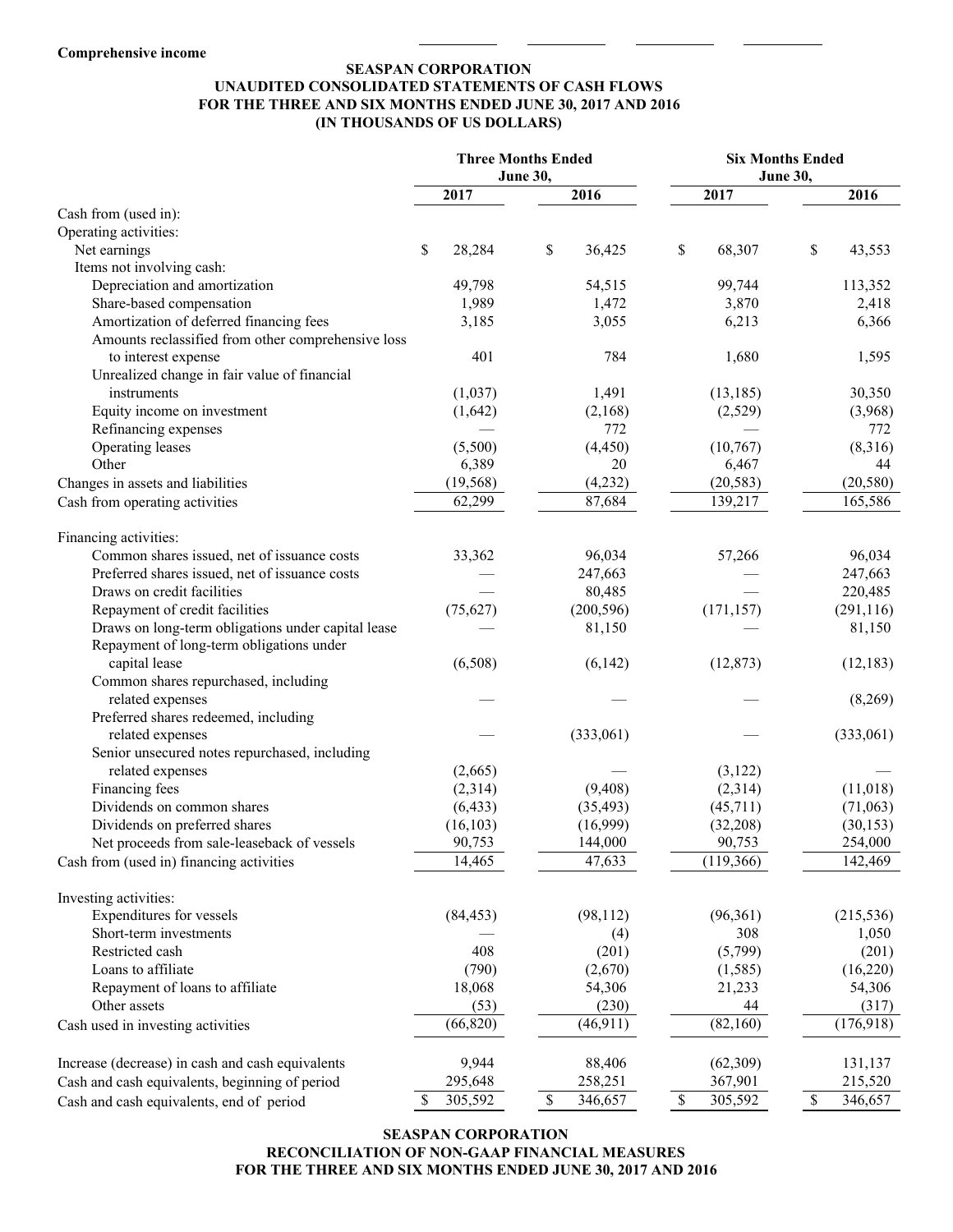**Comprehensive income**

**SEASPAN CORPORATION**
**UNAUDITED CONSOLIDATED STATEMENTS OF CASH FLOWS**
**FOR THE THREE AND SIX MONTHS ENDED JUNE 30, 2017 AND 2016**
**(IN THOUSANDS OF US DOLLARS)**

| | Three Months Ended June 30, | | Six Months Ended June 30, | |
|---|---|---|---|---|
| | 2017 | 2016 | 2017 | 2016 |
| Cash from (used in): | | | | |
| Operating activities: | | | | |
| Net earnings | $ 28,284 | $ 36,425 | $ 68,307 | $ 43,553 |
| Items not involving cash: | | | | |
| Depreciation and amortization | 49,798 | 54,515 | 99,744 | 113,352 |
| Share-based compensation | 1,989 | 1,472 | 3,870 | 2,418 |
| Amortization of deferred financing fees | 3,185 | 3,055 | 6,213 | 6,366 |
| Amounts reclassified from other comprehensive loss to interest expense | 401 | 784 | 1,680 | 1,595 |
| Unrealized change in fair value of financial instruments | (1,037) | 1,491 | (13,185) | 30,350 |
| Equity income on investment | (1,642) | (2,168) | (2,529) | (3,968) |
| Refinancing expenses | — | 772 | — | 772 |
| Operating leases | (5,500) | (4,450) | (10,767) | (8,316) |
| Other | 6,389 | 20 | 6,467 | 44 |
| Changes in assets and liabilities | (19,568) | (4,232) | (20,583) | (20,580) |
| Cash from operating activities | 62,299 | 87,684 | 139,217 | 165,586 |
| Financing activities: | | | | |
| Common shares issued, net of issuance costs | 33,362 | 96,034 | 57,266 | 96,034 |
| Preferred shares issued, net of issuance costs | — | 247,663 | — | 247,663 |
| Draws on credit facilities | — | 80,485 | — | 220,485 |
| Repayment of credit facilities | (75,627) | (200,596) | (171,157) | (291,116) |
| Draws on long-term obligations under capital lease | — | 81,150 | — | 81,150 |
| Repayment of long-term obligations under capital lease | (6,508) | (6,142) | (12,873) | (12,183) |
| Common shares repurchased, including related expenses | — | — | — | (8,269) |
| Preferred shares redeemed, including related expenses | — | (333,061) | — | (333,061) |
| Senior unsecured notes repurchased, including related expenses | (2,665) | — | (3,122) | — |
| Financing fees | (2,314) | (9,408) | (2,314) | (11,018) |
| Dividends on common shares | (6,433) | (35,493) | (45,711) | (71,063) |
| Dividends on preferred shares | (16,103) | (16,999) | (32,208) | (30,153) |
| Net proceeds from sale-leaseback of vessels | 90,753 | 144,000 | 90,753 | 254,000 |
| Cash from (used in) financing activities | 14,465 | 47,633 | (119,366) | 142,469 |
| Investing activities: | | | | |
| Expenditures for vessels | (84,453) | (98,112) | (96,361) | (215,536) |
| Short-term investments | — | (4) | 308 | 1,050 |
| Restricted cash | 408 | (201) | (5,799) | (201) |
| Loans to affiliate | (790) | (2,670) | (1,585) | (16,220) |
| Repayment of loans to affiliate | 18,068 | 54,306 | 21,233 | 54,306 |
| Other assets | (53) | (230) | 44 | (317) |
| Cash used in investing activities | (66,820) | (46,911) | (82,160) | (176,918) |
| Increase (decrease) in cash and cash equivalents | 9,944 | 88,406 | (62,309) | 131,137 |
| Cash and cash equivalents, beginning of period | 295,648 | 258,251 | 367,901 | 215,520 |
| Cash and cash equivalents, end of period | $ 305,592 | $ 346,657 | $ 305,592 | $ 346,657 |

**SEASPAN CORPORATION**
**RECONCILIATION OF NON-GAAP FINANCIAL MEASURES**
**FOR THE THREE AND SIX MONTHS ENDED JUNE 30, 2017 AND 2016**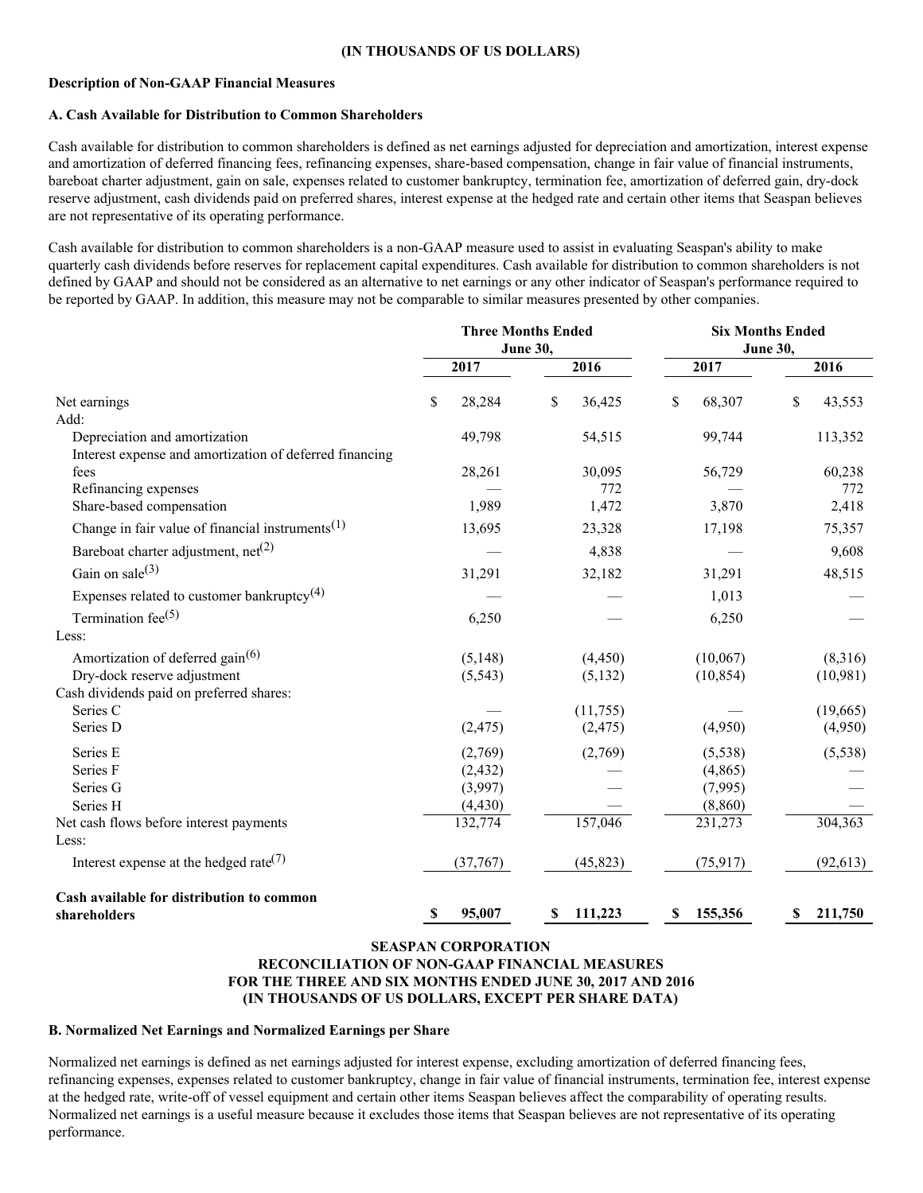**(IN THOUSANDS OF US DOLLARS)**

**Description of Non-GAAP Financial Measures**

**A. Cash Available for Distribution to Common Shareholders**

Cash available for distribution to common shareholders is defined as net earnings adjusted for depreciation and amortization, interest expense and amortization of deferred financing fees, refinancing expenses, share-based compensation, change in fair value of financial instruments, bareboat charter adjustment, gain on sale, expenses related to customer bankruptcy, termination fee, amortization of deferred gain, dry-dock reserve adjustment, cash dividends paid on preferred shares, interest expense at the hedged rate and certain other items that Seaspan believes are not representative of its operating performance.

Cash available for distribution to common shareholders is a non-GAAP measure used to assist in evaluating Seaspan's ability to make quarterly cash dividends before reserves for replacement capital expenditures. Cash available for distribution to common shareholders is not defined by GAAP and should not be considered as an alternative to net earnings or any other indicator of Seaspan's performance required to be reported by GAAP. In addition, this measure may not be comparable to similar measures presented by other companies.

| | Three Months Ended June 30, | | Six Months Ended June 30, | |
|---|---|---|---|---|
| | 2017 | 2016 | 2017 | 2016 |
| Net earnings | $ 28,284 | $ 36,425 | $ 68,307 | $ 43,553 |
| Add: | | | | |
| Depreciation and amortization | 49,798 | 54,515 | 99,744 | 113,352 |
| Interest expense and amortization of deferred financing fees | 28,261 | 30,095 | 56,729 | 60,238 |
| Refinancing expenses | — | 772 | — | 772 |
| Share-based compensation | 1,989 | 1,472 | 3,870 | 2,418 |
| Change in fair value of financial instruments(1) | 13,695 | 23,328 | 17,198 | 75,357 |
| Bareboat charter adjustment, net(2) | — | 4,838 | — | 9,608 |
| Gain on sale(3) | 31,291 | 32,182 | 31,291 | 48,515 |
| Expenses related to customer bankruptcy(4) | — | — | 1,013 | — |
| Termination fee(5) | 6,250 | — | 6,250 | — |
| Less: | | | | |
| Amortization of deferred gain(6) | (5,148) | (4,450) | (10,067) | (8,316) |
| Dry-dock reserve adjustment | (5,543) | (5,132) | (10,854) | (10,981) |
| Cash dividends paid on preferred shares: | | | | |
| Series C | — | (11,755) | — | (19,665) |
| Series D | (2,475) | (2,475) | (4,950) | (4,950) |
| Series E | (2,769) | (2,769) | (5,538) | (5,538) |
| Series F | (2,432) | — | (4,865) | — |
| Series G | (3,997) | — | (7,995) | — |
| Series H | (4,430) | — | (8,860) | — |
| Net cash flows before interest payments | 132,774 | 157,046 | 231,273 | 304,363 |
| Less: | | | | |
| Interest expense at the hedged rate(7) | (37,767) | (45,823) | (75,917) | (92,613) |
| **Cash available for distribution to common shareholders** | **$ 95,007** | **$ 111,223** | **$ 155,356** | **$ 211,750** |

**SEASPAN CORPORATION**
**RECONCILIATION OF NON-GAAP FINANCIAL MEASURES**
**FOR THE THREE AND SIX MONTHS ENDED JUNE 30, 2017 AND 2016**
**(IN THOUSANDS OF US DOLLARS, EXCEPT PER SHARE DATA)**

**B. Normalized Net Earnings and Normalized Earnings per Share**

Normalized net earnings is defined as net earnings adjusted for interest expense, excluding amortization of deferred financing fees, refinancing expenses, expenses related to customer bankruptcy, change in fair value of financial instruments, termination fee, interest expense at the hedged rate, write-off of vessel equipment and certain other items Seaspan believes affect the comparability of operating results. Normalized net earnings is a useful measure because it excludes those items that Seaspan believes are not representative of its operating performance.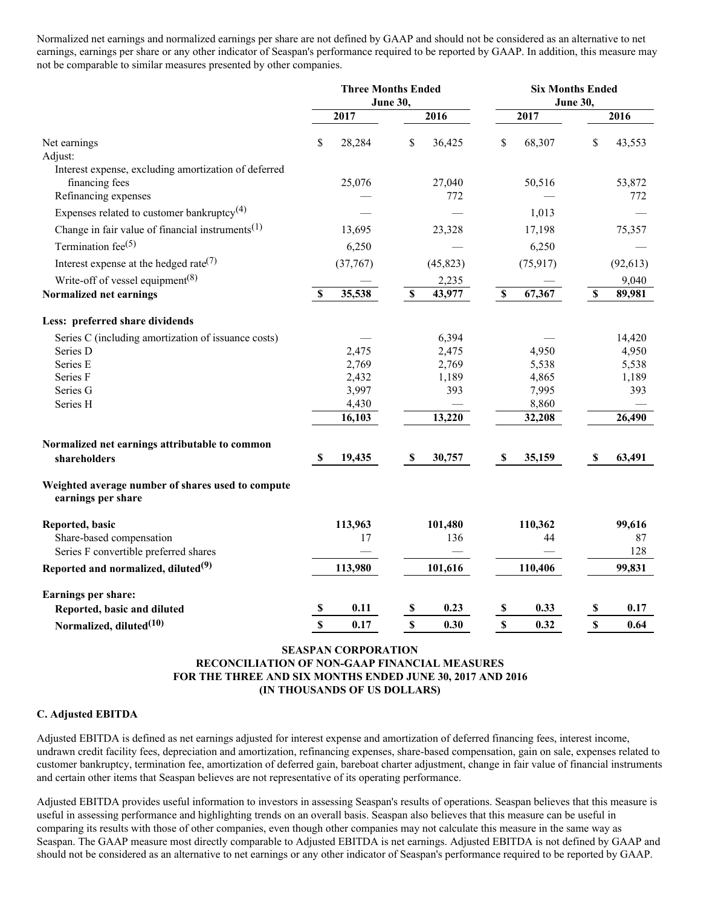Normalized net earnings and normalized earnings per share are not defined by GAAP and should not be considered as an alternative to net earnings, earnings per share or any other indicator of Seaspan's performance required to be reported by GAAP. In addition, this measure may not be comparable to similar measures presented by other companies.

| | Three Months Ended June 30, | | Six Months Ended June 30, | |
|---|---|---|---|---|
| | 2017 | 2016 | 2017 | 2016 |
| Net earnings | $ 28,284 | $ 36,425 | $ 68,307 | $ 43,553 |
| Adjust: | | | | |
| Interest expense, excluding amortization of deferred financing fees | 25,076 | 27,040 | 50,516 | 53,872 |
| Refinancing expenses | — | 772 | — | 772 |
| Expenses related to customer bankruptcy(4) | — | — | 1,013 | — |
| Change in fair value of financial instruments(1) | 13,695 | 23,328 | 17,198 | 75,357 |
| Termination fee(5) | 6,250 | — | 6,250 | — |
| Interest expense at the hedged rate(7) | (37,767) | (45,823) | (75,917) | (92,613) |
| Write-off of vessel equipment(8) | — | 2,235 | — | 9,040 |
| **Normalized net earnings** | **$ 35,538** | **$ 43,977** | **$ 67,367** | **$ 89,981** |
| **Less: preferred share dividends** | | | | |
| Series C (including amortization of issuance costs) | — | 6,394 | — | 14,420 |
| Series D | 2,475 | 2,475 | 4,950 | 4,950 |
| Series E | 2,769 | 2,769 | 5,538 | 5,538 |
| Series F | 2,432 | 1,189 | 4,865 | 1,189 |
| Series G | 3,997 | 393 | 7,995 | 393 |
| Series H | 4,430 | — | 8,860 | — |
| | 16,103 | 13,220 | 32,208 | 26,490 |
| **Normalized net earnings attributable to common shareholders** | **$ 19,435** | **$ 30,757** | **$ 35,159** | **$ 63,491** |
| **Weighted average number of shares used to compute earnings per share** | | | | |
| **Reported, basic** | **113,963** | **101,480** | **110,362** | **99,616** |
| Share-based compensation | 17 | 136 | 44 | 87 |
| Series F convertible preferred shares | — | — | — | 128 |
| **Reported and normalized, diluted(9)** | **113,980** | **101,616** | **110,406** | **99,831** |
| **Earnings per share:** | | | | |
| **Reported, basic and diluted** | **$ 0.11** | **$ 0.23** | **$ 0.33** | **$ 0.17** |
| **Normalized, diluted(10)** | **$ 0.17** | **$ 0.30** | **$ 0.32** | **$ 0.64** |

**SEASPAN CORPORATION**
**RECONCILIATION OF NON-GAAP FINANCIAL MEASURES**
**FOR THE THREE AND SIX MONTHS ENDED JUNE 30, 2017 AND 2016**
**(IN THOUSANDS OF US DOLLARS)**

### C. Adjusted EBITDA

Adjusted EBITDA is defined as net earnings adjusted for interest expense and amortization of deferred financing fees, interest income, undrawn credit facility fees, depreciation and amortization, refinancing expenses, share-based compensation, gain on sale, expenses related to customer bankruptcy, termination fee, amortization of deferred gain, bareboat charter adjustment, change in fair value of financial instruments and certain other items that Seaspan believes are not representative of its operating performance.

Adjusted EBITDA provides useful information to investors in assessing Seaspan's results of operations. Seaspan believes that this measure is useful in assessing performance and highlighting trends on an overall basis. Seaspan also believes that this measure can be useful in comparing its results with those of other companies, even though other companies may not calculate this measure in the same way as Seaspan. The GAAP measure most directly comparable to Adjusted EBITDA is net earnings. Adjusted EBITDA is not defined by GAAP and should not be considered as an alternative to net earnings or any other indicator of Seaspan's performance required to be reported by GAAP.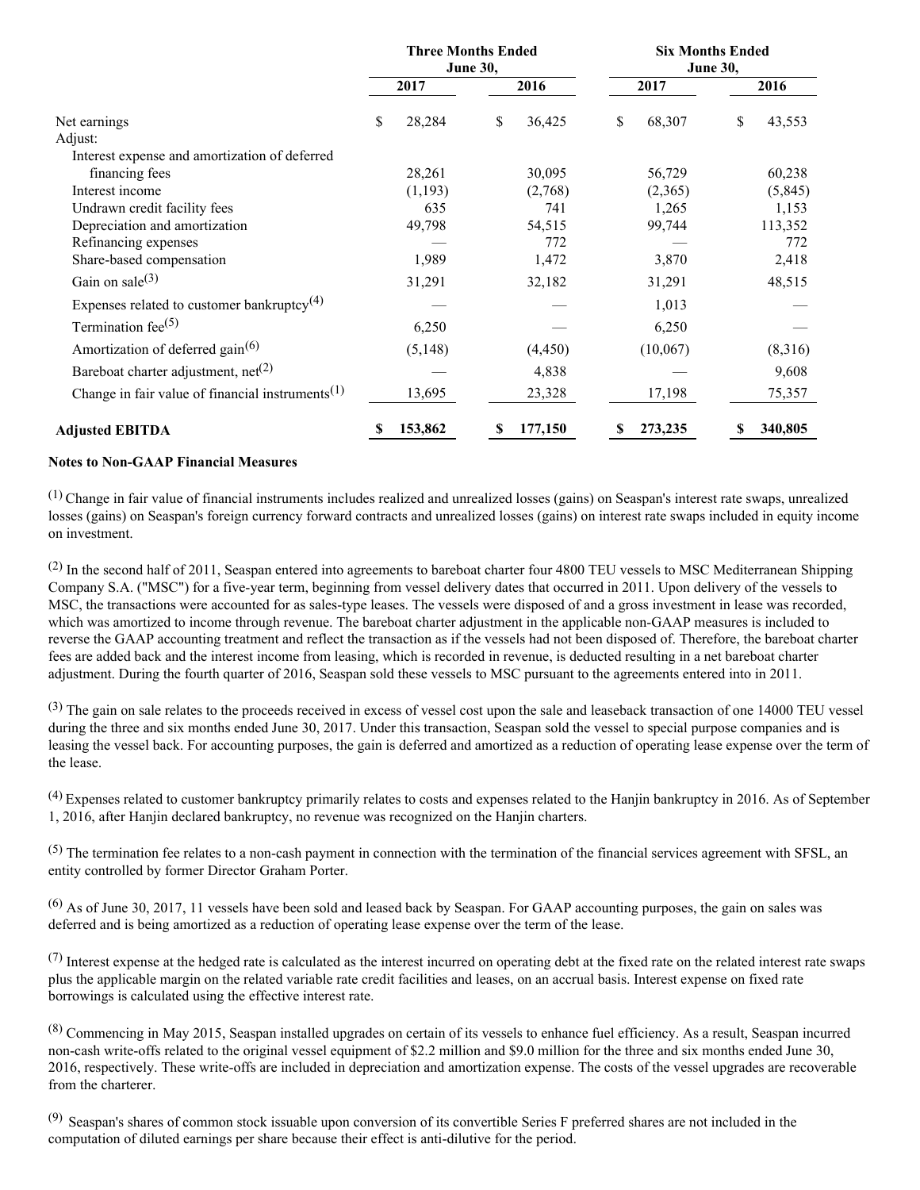| | Three Months Ended June 30, | | Six Months Ended June 30, | |
|---|---|---|---|---|
| | 2017 | 2016 | 2017 | 2016 |
| Net earnings | $ 28,284 | $ 36,425 | $ 68,307 | $ 43,553 |
| Adjust: | | | | |
| Interest expense and amortization of deferred financing fees | 28,261 | 30,095 | 56,729 | 60,238 |
| Interest income | (1,193) | (2,768) | (2,365) | (5,845) |
| Undrawn credit facility fees | 635 | 741 | 1,265 | 1,153 |
| Depreciation and amortization | 49,798 | 54,515 | 99,744 | 113,352 |
| Refinancing expenses | — | 772 | — | 772 |
| Share-based compensation | 1,989 | 1,472 | 3,870 | 2,418 |
| Gain on sale[3] | 31,291 | 32,182 | 31,291 | 48,515 |
| Expenses related to customer bankruptcy[4] | — | — | 1,013 | — |
| Termination fee[5] | 6,250 | — | 6,250 | — |
| Amortization of deferred gain[6] | (5,148) | (4,450) | (10,067) | (8,316) |
| Bareboat charter adjustment, net[2] | — | 4,838 | — | 9,608 |
| Change in fair value of financial instruments[1] | 13,695 | 23,328 | 17,198 | 75,357 |
| **Adjusted EBITDA** | **$ 153,862** | **$ 177,150** | **$ 273,235** | **$ 340,805** |

**Notes to Non-GAAP Financial Measures**

[1] Change in fair value of financial instruments includes realized and unrealized losses (gains) on Seaspan's interest rate swaps, unrealized losses (gains) on Seaspan's foreign currency forward contracts and unrealized losses (gains) on interest rate swaps included in equity income on investment.

[2] In the second half of 2011, Seaspan entered into agreements to bareboat charter four 4800 TEU vessels to MSC Mediterranean Shipping Company S.A. ("MSC") for a five-year term, beginning from vessel delivery dates that occurred in 2011. Upon delivery of the vessels to MSC, the transactions were accounted for as sales-type leases. The vessels were disposed of and a gross investment in lease was recorded, which was amortized to income through revenue. The bareboat charter adjustment in the applicable non-GAAP measures is included to reverse the GAAP accounting treatment and reflect the transaction as if the vessels had not been disposed of. Therefore, the bareboat charter fees are added back and the interest income from leasing, which is recorded in revenue, is deducted resulting in a net bareboat charter adjustment. During the fourth quarter of 2016, Seaspan sold these vessels to MSC pursuant to the agreements entered into in 2011.

[3] The gain on sale relates to the proceeds received in excess of vessel cost upon the sale and leaseback transaction of one 14000 TEU vessel during the three and six months ended June 30, 2017. Under this transaction, Seaspan sold the vessel to special purpose companies and is leasing the vessel back. For accounting purposes, the gain is deferred and amortized as a reduction of operating lease expense over the term of the lease.

[4] Expenses related to customer bankruptcy primarily relates to costs and expenses related to the Hanjin bankruptcy in 2016. As of September 1, 2016, after Hanjin declared bankruptcy, no revenue was recognized on the Hanjin charters.

[5] The termination fee relates to a non-cash payment in connection with the termination of the financial services agreement with SFSL, an entity controlled by former Director Graham Porter.

[6] As of June 30, 2017, 11 vessels have been sold and leased back by Seaspan. For GAAP accounting purposes, the gain on sales was deferred and is being amortized as a reduction of operating lease expense over the term of the lease.

[7] Interest expense at the hedged rate is calculated as the interest incurred on operating debt at the fixed rate on the related interest rate swaps plus the applicable margin on the related variable rate credit facilities and leases, on an accrual basis. Interest expense on fixed rate borrowings is calculated using the effective interest rate.

[8] Commencing in May 2015, Seaspan installed upgrades on certain of its vessels to enhance fuel efficiency. As a result, Seaspan incurred non-cash write-offs related to the original vessel equipment of $2.2 million and $9.0 million for the three and six months ended June 30, 2016, respectively. These write-offs are included in depreciation and amortization expense. The costs of the vessel upgrades are recoverable from the charterer.

[9] Seaspan's shares of common stock issuable upon conversion of its convertible Series F preferred shares are not included in the computation of diluted earnings per share because their effect is anti-dilutive for the period.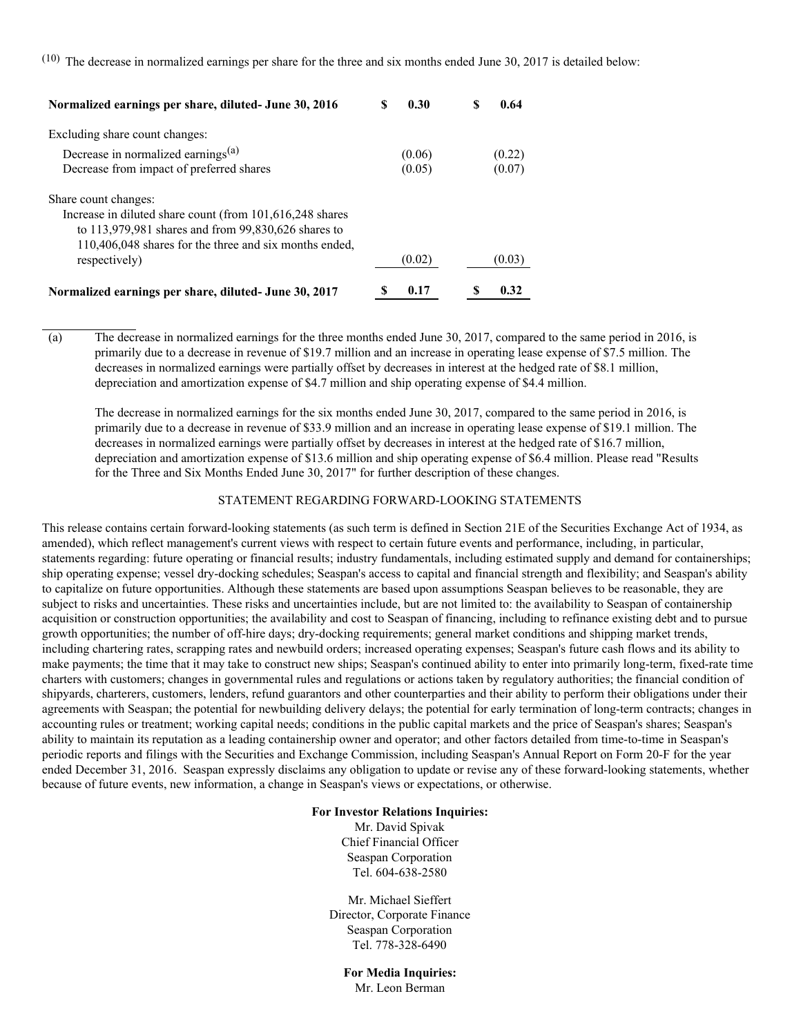(10) The decrease in normalized earnings per share for the three and six months ended June 30, 2017 is detailed below:

| | | |
|---|---|---|
| **Normalized earnings per share, diluted- June 30, 2016** | **$ 0.30** | **$ 0.64** |
| Excluding share count changes: | | |
| Decrease in normalized earnings[(a)] | (0.06) | (0.22) |
| Decrease from impact of preferred shares | (0.05) | (0.07) |
| Share count changes: | | |
| Increase in diluted share count (from 101,616,248 shares to 113,979,981 shares and from 99,830,626 shares to 110,406,048 shares for the three and six months ended, respectively) | (0.02) | (0.03) |
| **Normalized earnings per share, diluted- June 30, 2017** | **$ 0.17** | **$ 0.32** |

(a) The decrease in normalized earnings for the three months ended June 30, 2017, compared to the same period in 2016, is primarily due to a decrease in revenue of $19.7 million and an increase in operating lease expense of $7.5 million. The decreases in normalized earnings were partially offset by decreases in interest at the hedged rate of $8.1 million, depreciation and amortization expense of $4.7 million and ship operating expense of $4.4 million.

The decrease in normalized earnings for the six months ended June 30, 2017, compared to the same period in 2016, is primarily due to a decrease in revenue of $33.9 million and an increase in operating lease expense of $19.1 million. The decreases in normalized earnings were partially offset by decreases in interest at the hedged rate of $16.7 million, depreciation and amortization expense of $13.6 million and ship operating expense of $6.4 million. Please read "Results for the Three and Six Months Ended June 30, 2017" for further description of these changes.

STATEMENT REGARDING FORWARD-LOOKING STATEMENTS

This release contains certain forward-looking statements (as such term is defined in Section 21E of the Securities Exchange Act of 1934, as amended), which reflect management's current views with respect to certain future events and performance, including, in particular, statements regarding: future operating or financial results; industry fundamentals, including estimated supply and demand for containerships; ship operating expense; vessel dry-docking schedules; Seaspan's access to capital and financial strength and flexibility; and Seaspan's ability to capitalize on future opportunities. Although these statements are based upon assumptions Seaspan believes to be reasonable, they are subject to risks and uncertainties. These risks and uncertainties include, but are not limited to: the availability to Seaspan of containership acquisition or construction opportunities; the availability and cost to Seaspan of financing, including to refinance existing debt and to pursue growth opportunities; the number of off-hire days; dry-docking requirements; general market conditions and shipping market trends, including chartering rates, scrapping rates and newbuild orders; increased operating expenses; Seaspan's future cash flows and its ability to make payments; the time that it may take to construct new ships; Seaspan's continued ability to enter into primarily long-term, fixed-rate time charters with customers; changes in governmental rules and regulations or actions taken by regulatory authorities; the financial condition of shipyards, charterers, customers, lenders, refund guarantors and other counterparties and their ability to perform their obligations under their agreements with Seaspan; the potential for newbuilding delivery delays; the potential for early termination of long-term contracts; changes in accounting rules or treatment; working capital needs; conditions in the public capital markets and the price of Seaspan's shares; Seaspan's ability to maintain its reputation as a leading containership owner and operator; and other factors detailed from time-to-time in Seaspan's periodic reports and filings with the Securities and Exchange Commission, including Seaspan's Annual Report on Form 20-F for the year ended December 31, 2016. Seaspan expressly disclaims any obligation to update or revise any of these forward-looking statements, whether because of future events, new information, a change in Seaspan's views or expectations, or otherwise.

**For Investor Relations Inquiries:**
Mr. David Spivak
Chief Financial Officer
Seaspan Corporation
Tel. 604-638-2580

Mr. Michael Sieffert
Director, Corporate Finance
Seaspan Corporation
Tel. 778-328-6490

**For Media Inquiries:**
Mr. Leon Berman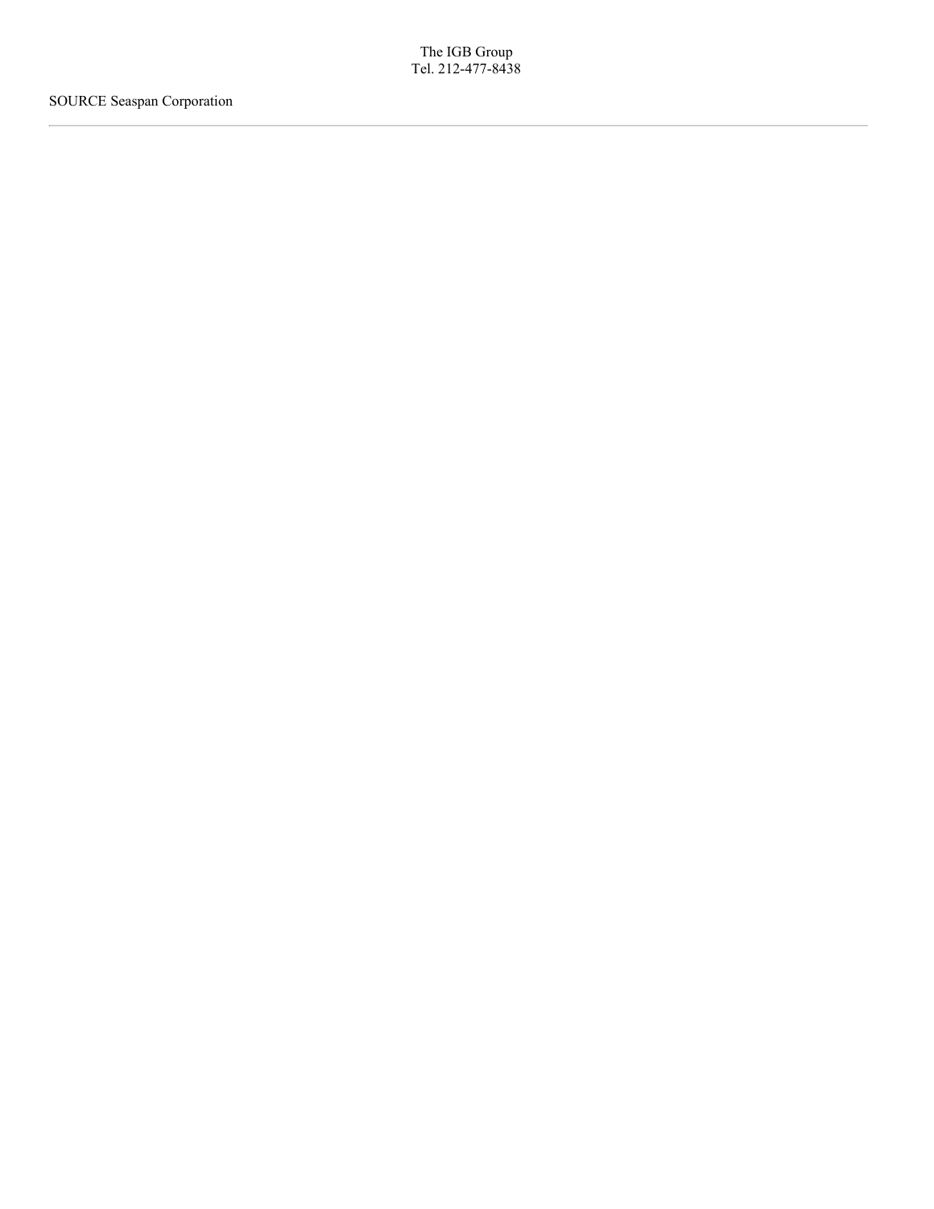The IGB Group
Tel. 212-477-8438

SOURCE Seaspan Corporation

---